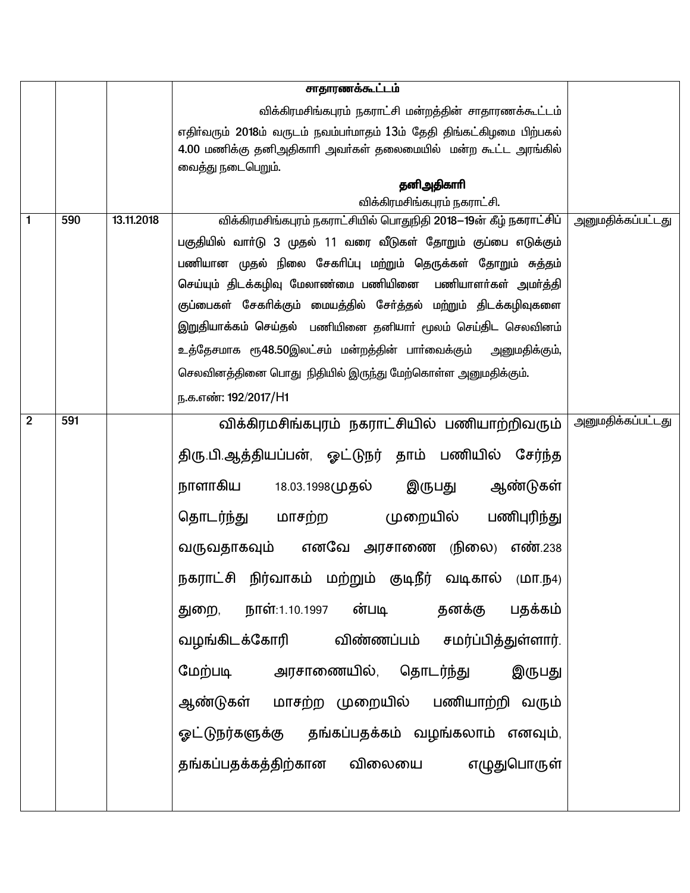| | | | | |
|---|---|---|---|---|
| | | | **சாதாரணக்கூட்டம்**<br>விக்கிரமசிங்கபுரம் நகராட்சி மன்றத்தின் சாதாரணக்கூட்டம் எதிர்வரும் 2018ம் வருடம் நவம்பர்மாதம் 13ம் தேதி திங்கட்கிழமை பிற்பகல் 4.00 மணிக்கு தனிஅதிகாரி அவர்கள் தலைமையில் மன்ற கூட்ட அரங்கில் வைத்து நடைபெறும்.<br>**தனிஅதிகாரி**<br>விக்கிரமசிங்கபுரம் நகராட்சி. | |
| 1 | 590 | 13.11.2018 | விக்கிரமசிங்கபுரம் நகராட்சியில் பொதுநிதி 2018–19ன் கீழ் நகராட்சிப் பகுதியில் வார்டு 3 முதல் 11 வரை வீடுகள் தோறும் குப்பை எடுக்கும் பணியான முதல் நிலை சேகரிப்பு மற்றும் தெருக்கள் தோறும் சுத்தம் செய்யும் திடக்கழிவு மேலாண்மை பணியினை பணியாளர்கள் அமர்த்தி குப்பைகள் சேகரிக்கும் மையத்தில் சேர்த்தல் மற்றும் திடக்கழிவுகளை இறுதியாக்கம் செய்தல் பணியினை தனியார் மூலம் செய்திட செலவினம் உத்தேசமாக ரூ48.50இலட்சம் மன்றத்தின் பார்வைக்கும் அனுமதிக்கும், செலவினத்தினை பொது நிதியில் இருந்து மேற்கொள்ள அனுமதிக்கும்.<br>ந.க.எண்: 192/2017/H1 | அனுமதிக்கப்பட்டது |
| 2 | 591 | | விக்கிரமசிங்கபுரம் நகராட்சியில் பணியாற்றிவரும் திரு.பி.ஆத்தியப்பன், ஓட்டுநர் தாம் பணியில் சேர்ந்த நாளாகிய 18.03.1998முதல் இருபது ஆண்டுகள் தொடர்ந்து மாசற்ற முறையில் பணிபுரிந்து வருவதாகவும் எனவே அரசாணை (நிலை) எண்.238 நகராட்சி நிர்வாகம் மற்றும் குடிநீர் வடிகால் (மா.ந4) துறை, நாள்:1.10.1997 ன்படி தனக்கு பதக்கம் வழங்கிடக்கோரி விண்ணப்பம் சமர்ப்பித்துள்ளார். மேற்படி அரசாணையில், தொடர்ந்து இருபது ஆண்டுகள் மாசற்ற முறையில் பணியாற்றி வரும் ஓட்டுநர்களுக்கு தங்கப்பதக்கம் வழங்கலாம் எனவும், தங்கப்பதக்கத்திற்கான விலையை எழுதுபொருள் | அனுமதிக்கப்பட்டது |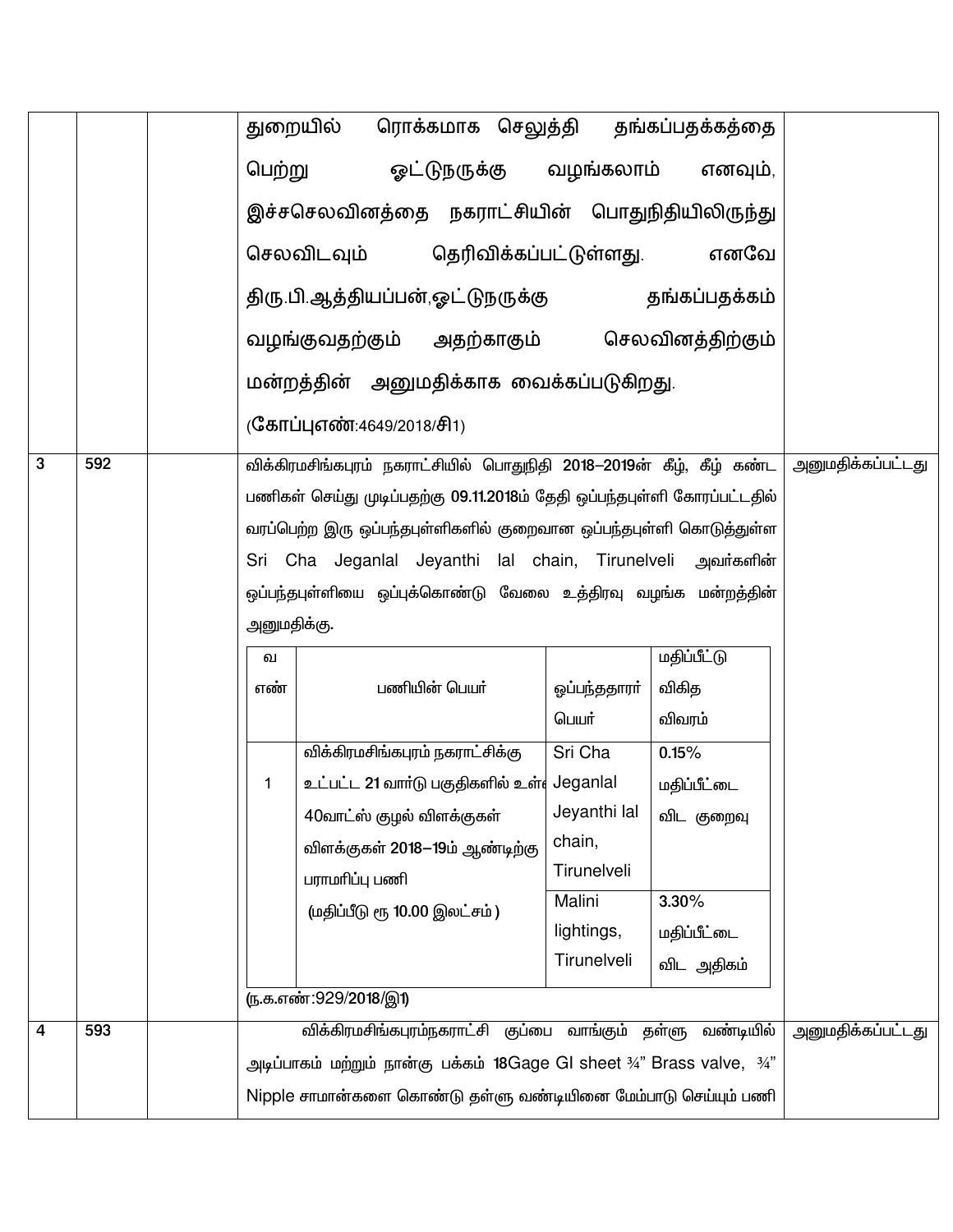| | | | | |
|---|---|---|---|---|
| | | | துறையில் ரொக்கமாக செலுத்தி தங்கப்பதக்கத்தை பெற்று ஓட்டுநருக்கு வழங்கலாம் எனவும், இச்செலவினத்தை நகராட்சியின் பொதுநிதியிலிருந்து செலவிடவும் தெரிவிக்கப்பட்டுள்ளது. எனவே திரு.பி.ஆத்தியப்பன்,ஓட்டுநருக்கு தங்கப்பதக்கம் வழங்குவதற்கும் அதற்காகும் செலவினத்திற்கும் மன்றத்தின் அனுமதிக்காக வைக்கப்படுகிறது. (**கோப்புஎண்**:4649/2018/**சி**1) | |
| 3 | 592 | | விக்கிரமசிங்கபுரம் நகராட்சியில் பொதுநிதி **2018–2019**ன் கீழ், கீழ் கண்ட பணிகள் செய்து முடிப்பதற்கு **09.11.2018**ம் தேதி ஒப்பந்தபுள்ளி கோரப்பட்டதில் வரப்பெற்ற இரு ஒப்பந்தபுள்ளிகளில் குறைவான ஒப்பந்தபுள்ளி கொடுத்துள்ள Sri Cha Jeganlal Jeyanthi lal chain, Tirunelveli அவர்களின் ஒப்பந்தபுள்ளியை ஒப்புக்கொண்டு வேலை உத்திரவு வழங்க மன்றத்தின் அனுமதிக்கு. | அனுமதிக்கப்பட்டது |
| 4 | 593 | | விக்கிரமசிங்கபுரம்நகராட்சி குப்பை வாங்கும் தள்ளு வண்டியில் அடிப்பாகம் மற்றும் நான்கு பக்கம் **18**Gage GI sheet ¾" Brass valve, ¾" Nipple சாமான்களை கொண்டு தள்ளு வண்டியினை மேம்பாடு செய்யும் பணி | அனுமதிக்கப்பட்டது |

| வ எண் | பணியின் பெயர் | ஒப்பந்ததாரா் பெயர் | மதிப்பீட்டு விகித விவரம் |
|---|---|---|---|
| 1 | விக்கிரமசிங்கபுரம் நகராட்சிக்கு உட்பட்ட **21** வார்டு பகுதிகளில் உள்ள 40வாட்ஸ் குழல் விளக்குகள் விளக்குகள் **2018–19**ம் ஆண்டிற்கு பராமரிப்பு பணி (மதிப்பீடு ரூ **10.00** இலட்சம் ) | Sri Cha Jeganlal Jeyanthi lal chain, Tirunelveli | **0.15**% மதிப்பீட்டை விட குறைவு |
| | | Malini lightings, Tirunelveli | **3.30**% மதிப்பீட்டை விட அதிகம் |

(ந.க.எண்:929/**2018**/**இ1**)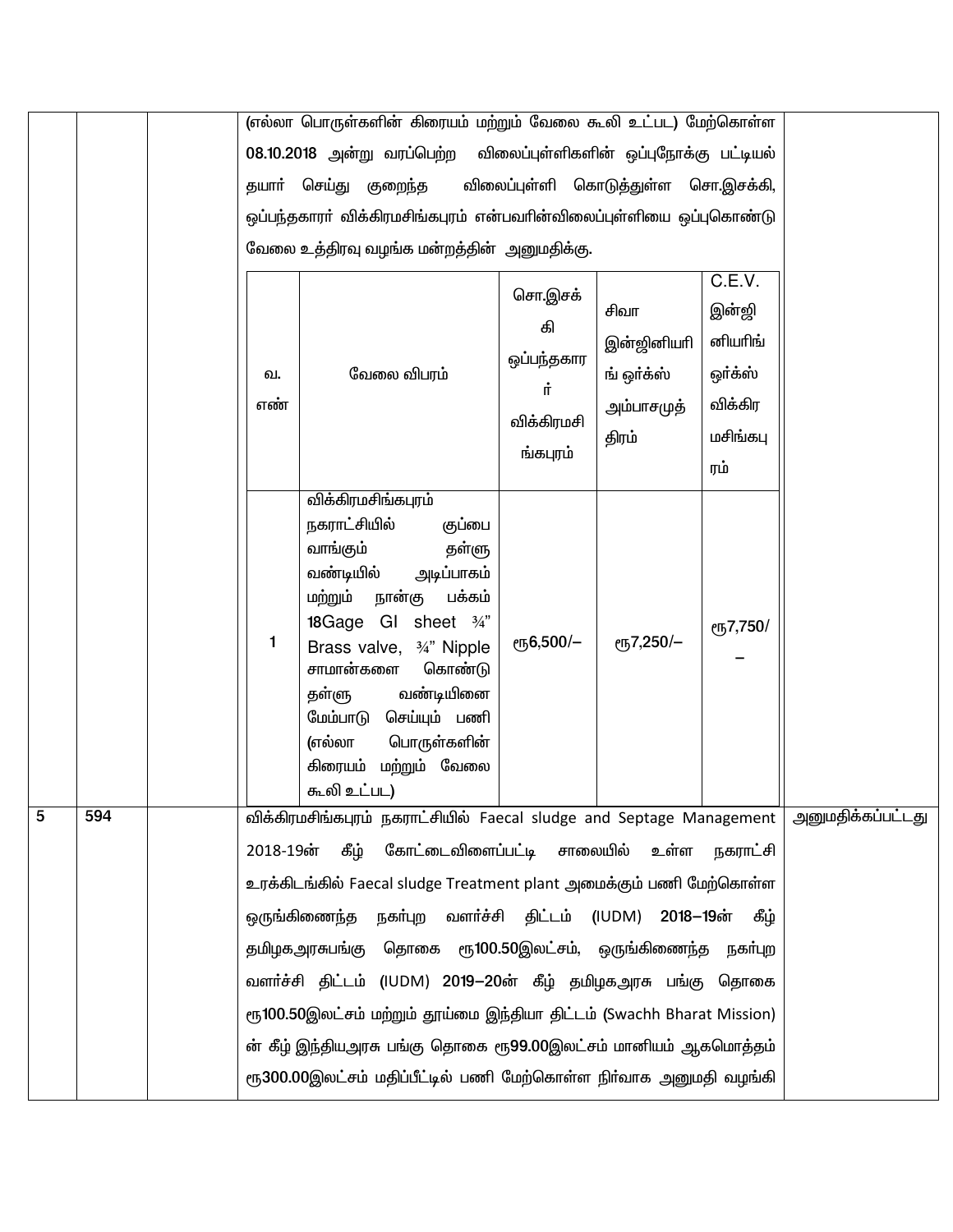| | | | | |
|---|---|---|---|---|
| | | | (எல்லா பொருள்களின் கிரையம் மற்றும் வேலை கூலி உட்பட) மேற்கொள்ள 08.10.2018 அன்று வரப்பெற்ற விலைப்புள்ளிகளின் ஒப்புநோக்கு பட்டியல் தயார் செய்து குறைந்த விலைப்புள்ளி கொடுத்துள்ள சொ.இசக்கி, ஒப்பந்தகாரர் விக்கிரமசிங்கபுரம் என்பவரின்விலைப்புள்ளியை ஒப்புகொண்டு வேலை உத்திரவு வழங்க மன்றத்தின் அனுமதிக்கு. | |
| 5 | 594 | | விக்கிரமசிங்கபுரம் நகராட்சியில் Faecal sludge and Septage Management 2018-19ன் கீழ் கோட்டைவிளைப்பட்டி சாலையில் உள்ள நகராட்சி உரக்கிடங்கில் Faecal sludge Treatment plant அமைக்கும் பணி மேற்கொள்ள ஒருங்கிணைந்த நகர்புற வளர்ச்சி திட்டம் (IUDM) 2018–19ன் கீழ் தமிழகஅரசுபங்கு தொகை ரூ100.50இலட்சம், ஒருங்கிணைந்த நகர்புற வளர்ச்சி திட்டம் (IUDM) 2019–20ன் கீழ் தமிழகஅரசு பங்கு தொகை ரூ100.50இலட்சம் மற்றும் தூய்மை இந்தியா திட்டம் (Swachh Bharat Mission) ன் கீழ் இந்தியஅரசு பங்கு தொகை ரூ99.00இலட்சம் மானியம் ஆகமொத்தம் ரூ300.00இலட்சம் மதிப்பீட்டில் பணி மேற்கொள்ள நிர்வாக அனுமதி வழங்கி | அனுமதிக்கப்பட்டது |

| வ. எண் | வேலை விபரம் | சொ.இசக்கி ஒப்பந்தகாரர் விக்கிரமசிங்கபுரம் | சிவா இன்ஜினியரிங் ஒர்க்ஸ் அம்பாசமுத்திரம் | C.E.V. இன்ஜினியரிங் ஒர்க்ஸ் விக்கிரமசிங்கபுரம் |
|---|---|---|---|---|
| 1 | விக்கிரமசிங்கபுரம் நகராட்சியில் குப்பை வாங்கும் தள்ளு வண்டியில் அடிப்பாகம் மற்றும் நான்கு பக்கம் 18Gage GI sheet ¾" Brass valve, ¾" Nipple சாமான்களை கொண்டு தள்ளு வண்டியினை மேம்பாடு செய்யும் பணி (எல்லா பொருள்களின் கிரையம் மற்றும் வேலை கூலி உட்பட) | ரூ6,500/– | ரூ7,250/– | ரூ7,750/– |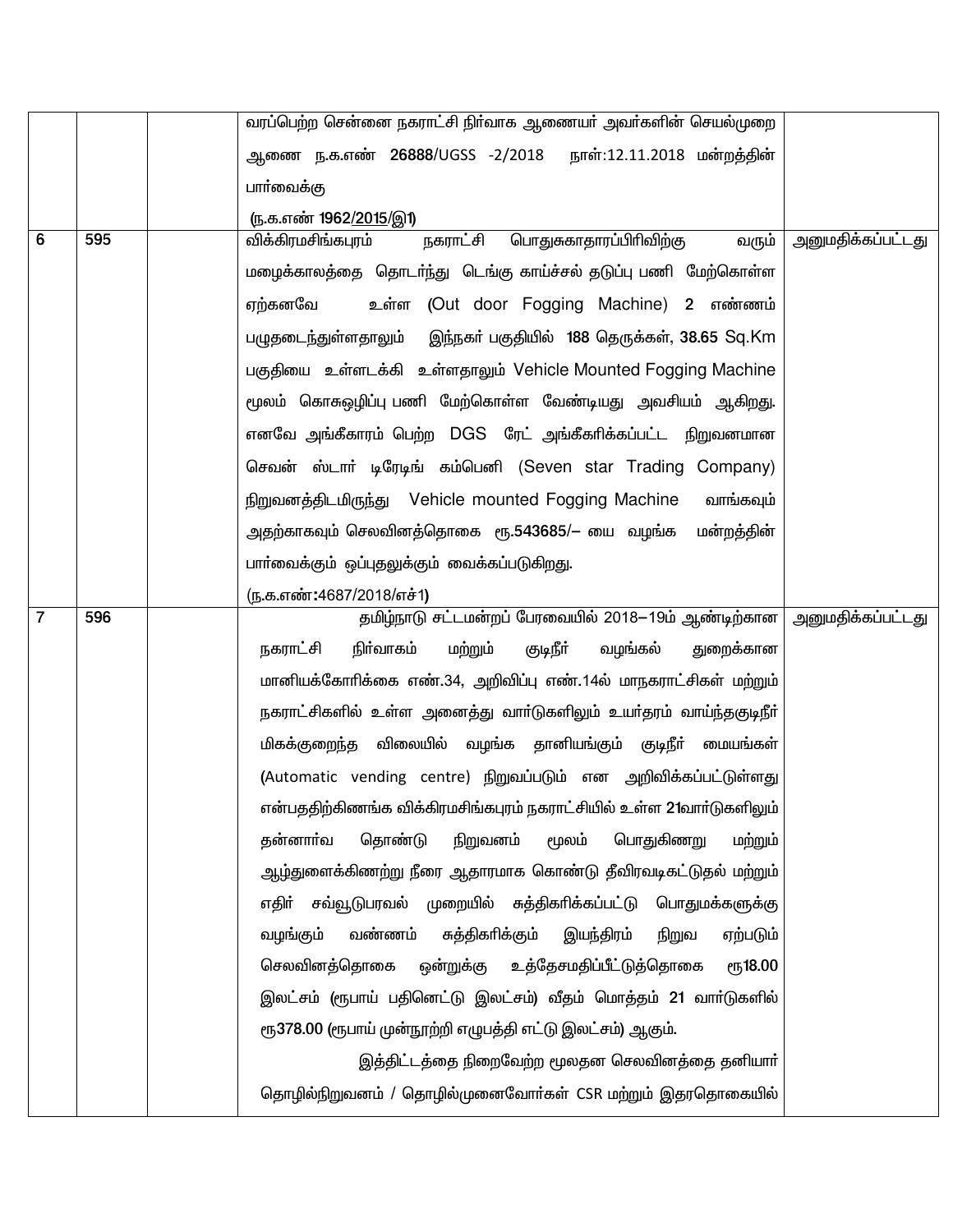| | | | | |
|---|---|---|---|---|
| | | | வரப்பெற்ற சென்னை நகராட்சி நிர்வாக ஆணையர் அவர்களின் செயல்முறை ஆணை ந.க.எண் **26888**/UGSS -2/2018 நாள்:12.11.2018 மன்றத்தின் பார்வைக்கு<br>(ந.க.எண் **1962**/**2015**/இ**1**) | |
| 6 | 595 | | விக்கிரமசிங்கபுரம் நகராட்சி பொதுசுகாதாரப்பிரிவிற்கு வரும் மழைக்காலத்தை தொடர்ந்து டெங்கு காய்ச்சல் தடுப்பு பணி மேற்கொள்ள ஏற்கனவே உள்ள (Out door Fogging Machine) 2 எண்ணம் பழுதடைந்துள்ளதாலும் இந்நகர் பகுதியில் **188** தெருக்கள், **38.65** Sq.Km பகுதியை உள்ளடக்கி உள்ளதாலும் Vehicle Mounted Fogging Machine மூலம் கொசுஒழிப்பு பணி மேற்கொள்ள வேண்டியது அவசியம் ஆகிறது. எனவே அங்கீகாரம் பெற்ற DGS ரேட் அங்கீகரிக்கப்பட்ட நிறுவனமான செவன் ஸ்டார் டிரேடிங் கம்பெனி (Seven star Trading Company) நிறுவனத்திடமிருந்து Vehicle mounted Fogging Machine வாங்கவும் அதற்காகவும் செலவினத்தொகை ரூ.**543685**/– யை வழங்க மன்றத்தின் பார்வைக்கும் ஒப்புதலுக்கும் வைக்கப்படுகிறது.<br>(ந.க.எண்:**4687**/**2018**/எச்**1**) | அனுமதிக்கப்பட்டது |
| 7 | 596 | | தமிழ்நாடு சட்டமன்றப் பேரவையில் 2018–19ம் ஆண்டிற்கான நகராட்சி நிர்வாகம் மற்றும் குடிநீர் வழங்கல் துறைக்கான மானியக்கோரிக்கை எண்.34, அறிவிப்பு எண்.14ல் மாநகராட்சிகள் மற்றும் நகராட்சிகளில் உள்ள அனைத்து வார்டுகளிலும் உயர்தரம் வாய்ந்தகுடிநீர் மிகக்குறைந்த விலையில் வழங்க தானியங்கும் குடிநீர் மையங்கள் (Automatic vending centre) நிறுவப்படும் என அறிவிக்கப்பட்டுள்ளது என்பததிற்கிணங்க விக்கிரமசிங்கபுரம் நகராட்சியில் உள்ள **21**வார்டுகளிலும் தன்னார்வ தொண்டு நிறுவனம் மூலம் பொதுகிணறு மற்றும் ஆழ்துளைக்கிணற்று நீரை ஆதாரமாக கொண்டு தீவிரவடிகட்டுதல் மற்றும் எதிர் சவ்வூடுபரவல் முறையில் சுத்திகரிக்கப்பட்டு பொதுமக்களுக்கு வழங்கும் வண்ணம் சுத்திகரிக்கும் இயந்திரம் நிறுவ ஏற்படும் செலவினத்தொகை ஒன்றுக்கு உத்தேசமதிப்பீட்டுத்தொகை ரூ**18.00** இலட்சம் (ரூபாய் பதினெட்டு இலட்சம்) வீதம் மொத்தம் **21** வார்டுகளில் ரூ**378.00** (ரூபாய் முன்நூற்றி எழுபத்தி எட்டு இலட்சம்) ஆகும்.<br>இத்திட்டத்தை நிறைவேற்ற மூலதன செலவினத்தை தனியார் தொழில்நிறுவனம் / தொழில்முனைவோர்கள் CSR மற்றும் இதரதொகையில் | அனுமதிக்கப்பட்டது |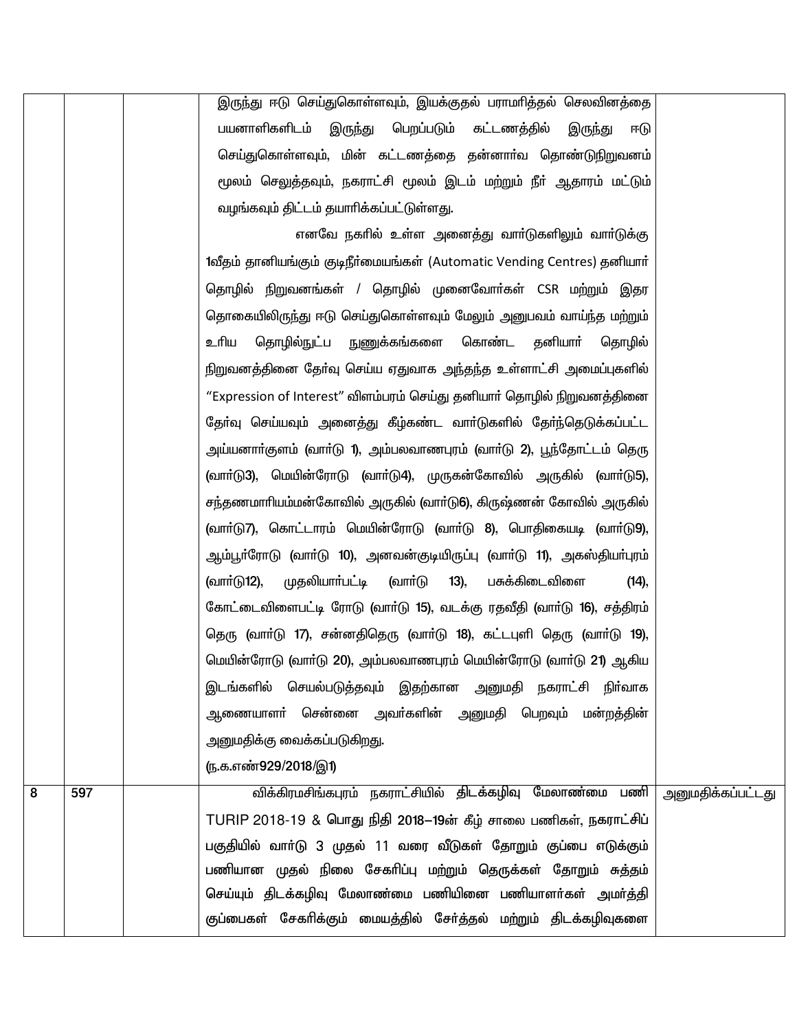| | | | | |
|---|---|---|---|---|
| | | | இருந்து ஈடு செய்துகொள்ளவும், இயக்குதல் பராமரித்தல் செலவினத்தை பயனாளிகளிடம் இருந்து பெறப்படும் கட்டணத்தில் இருந்து ஈடு செய்துகொள்ளவும், மின் கட்டணத்தை தன்னார்வ தொண்டுநிறுவனம் மூலம் செலுத்தவும், நகராட்சி மூலம் இடம் மற்றும் நீர் ஆதாரம் மட்டும் வழங்கவும் திட்டம் தயாரிக்கப்பட்டுள்ளது.<br>எனவே நகரில் உள்ள அனைத்து வார்டுகளிலும் வார்டுக்கு 1வீதம் தானியங்கும் குடிநீர்மையங்கள் (Automatic Vending Centres) தனியார் தொழில் நிறுவனங்கள் / தொழில் முனைவோர்கள் CSR மற்றும் இதர தொகையிலிருந்து ஈடு செய்துகொள்ளவும் மேலும் அனுபவம் வாய்ந்த மற்றும் உரிய தொழில்நுட்ப நுணுக்கங்களை கொண்ட தனியார் தொழில் நிறுவனத்தினை தேர்வு செய்ய ஏதுவாக அந்தந்த உள்ளாட்சி அமைப்புகளில் "Expression of Interest" விளம்பரம் செய்து தனியார் தொழில் நிறுவனத்தினை தேர்வு செய்யவும் அனைத்து கீழ்கண்ட வார்டுகளில் தேர்ந்தெடுக்கப்பட்ட அய்யனார்குளம் (வார்டு 1), அம்பலவாணபுரம் (வார்டு 2), பூந்தோட்டம் தெரு (வார்டு3), மெயின்ரோடு (வார்டு4), முருகன்கோவில் அருகில் (வார்டு5), சந்தனமாரியம்மன்கோவில் அருகில் (வார்டு6), கிருஷ்ணன் கோவில் அருகில் (வார்டு7), கொட்டாரம் மெயின்ரோடு (வார்டு 8), பொதிகையடி (வார்டு9), ஆம்பூர்ரோடு (வார்டு 10), அனவன்குடியிருப்பு (வார்டு 11), அகஸ்தியர்புரம் (வார்டு12), முதலியார்பட்டி (வார்டு 13), பசுக்கிடைவிளை (14), கோட்டைவிளைபட்டி ரோடு (வார்டு 15), வடக்கு ரதவீதி (வார்டு 16), சத்திரம் தெரு (வார்டு 17), சன்னதிதெரு (வார்டு 18), கட்டபுளி தெரு (வார்டு 19), மெயின்ரோடு (வார்டு 20), அம்பலவாணபுரம் மெயின்ரோடு (வார்டு 21) ஆகிய இடங்களில் செயல்படுத்தவும் இதற்கான அனுமதி நகராட்சி நிர்வாக ஆணையாளர் சென்னை அவர்களின் அனுமதி பெறவும் மன்றத்தின் அனுமதிக்கு வைக்கப்படுகிறது.<br>(ந.க.எண்929/2018/இ1) | |
| 8 | 597 | | விக்கிரமசிங்கபுரம் நகராட்சியில் திடக்கழிவு மேலாண்மை பணி TURIP 2018-19 & பொது நிதி 2018–19ன் கீழ் சாலை பணிகள், நகராட்சிப் பகுதியில் வார்டு 3 முதல் 11 வரை வீடுகள் தோறும் குப்பை எடுக்கும் பணியான முதல் நிலை சேகரிப்பு மற்றும் தெருக்கள் தோறும் சுத்தம் செய்யும் திடக்கழிவு மேலாண்மை பணியினை பணியாளர்கள் அமர்த்தி குப்பைகள் சேகரிக்கும் மையத்தில் சேர்த்தல் மற்றும் திடக்கழிவுகளை | அனுமதிக்கப்பட்டது |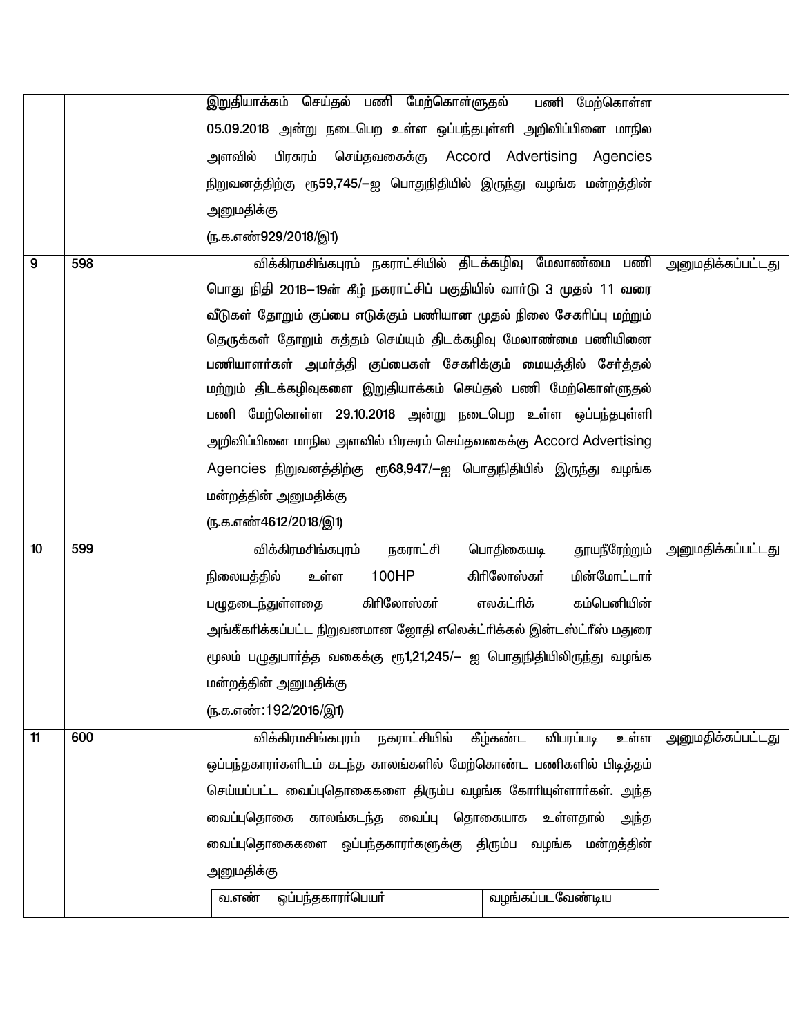| | | | | |
|---|---|---|---|---|
| | | | இறுதியாக்கம் செய்தல் பணி மேற்கொள்ளுதல் பணி மேற்கொள்ள 05.09.2018 அன்று நடைபெற உள்ள ஒப்பந்தபுள்ளி அறிவிப்பினை மாநில அளவில் பிரசுரம் செய்தவகைக்கு Accord Advertising Agencies நிறுவனத்திற்கு ரூ59,745/—ஐ பொதுநிதியில் இருந்து வழங்க மன்றத்தின் அனுமதிக்கு<br>(ந.க.எண்929/2018/இ1) | |
| 9 | 598 | | விக்கிரமசிங்கபுரம் நகராட்சியில் திடக்கழிவு மேலாண்மை பணி பொது நிதி 2018—19ன் கீழ் நகராட்சிப் பகுதியில் வார்டு 3 முதல் 11 வரை வீடுகள் தோறும் குப்பை எடுக்கும் பணியான முதல் நிலை சேகரிப்பு மற்றும் தெருக்கள் தோறும் சுத்தம் செய்யும் திடக்கழிவு மேலாண்மை பணியினை பணியாளர்கள் அமர்த்தி குப்பைகள் சேகரிக்கும் மையத்தில் சேர்த்தல் மற்றும் திடக்கழிவுகளை இறுதியாக்கம் செய்தல் பணி மேற்கொள்ளுதல் பணி மேற்கொள்ள 29.10.2018 அன்று நடைபெற உள்ள ஒப்பந்தபுள்ளி அறிவிப்பினை மாநில அளவில் பிரசுரம் செய்தவகைக்கு Accord Advertising Agencies நிறுவனத்திற்கு ரூ68,947/—ஐ பொதுநிதியில் இருந்து வழங்க மன்றத்தின் அனுமதிக்கு<br>(ந.க.எண்4612/2018/இ1) | அனுமதிக்கப்பட்டது |
| 10 | 599 | | விக்கிரமசிங்கபுரம் நகராட்சி பொதிகையடி தூயநீரேற்றும் நிலையத்தில் உள்ள 100HP கிரிலோஸ்கர் மின்மோட்டார் பழுதடைந்துள்ளதை கிரிலோஸ்கர் எலக்ட்ரிக் கம்பெனியின் அங்கீகரிக்கப்பட்ட நிறுவனமான ஜோதி எலெக்ட்ரிக்கல் இன்டஸ்ட்ரீஸ் மதுரை மூலம் பழுதுபார்த்த வகைக்கு ரூ1,21,245/— ஐ பொதுநிதியிலிருந்து வழங்க மன்றத்தின் அனுமதிக்கு<br>(ந.க.எண்:192/2016/இ1) | அனுமதிக்கப்பட்டது |
| 11 | 600 | | விக்கிரமசிங்கபுரம் நகராட்சியில் கீழ்கண்ட விபரப்படி உள்ள ஒப்பந்தகாரர்களிடம் கடந்த காலங்களில் மேற்கொண்ட பணிகளில் பிடித்தம் செய்யப்பட்ட வைப்புதொகைகளை திரும்ப வழங்க கோரியுள்ளார்கள். அந்த வைப்புதொகை காலங்கடந்த வைப்பு தொகையாக உள்ளதால் அந்த வைப்புதொகைகளை ஒப்பந்தகாரர்களுக்கு திரும்ப வழங்க மன்றத்தின் அனுமதிக்கு | அனுமதிக்கப்பட்டது |

| வ.எண் | ஒப்பந்தகாரர்பெயர் | வழங்கப்படவேண்டிய |
|---|---|---|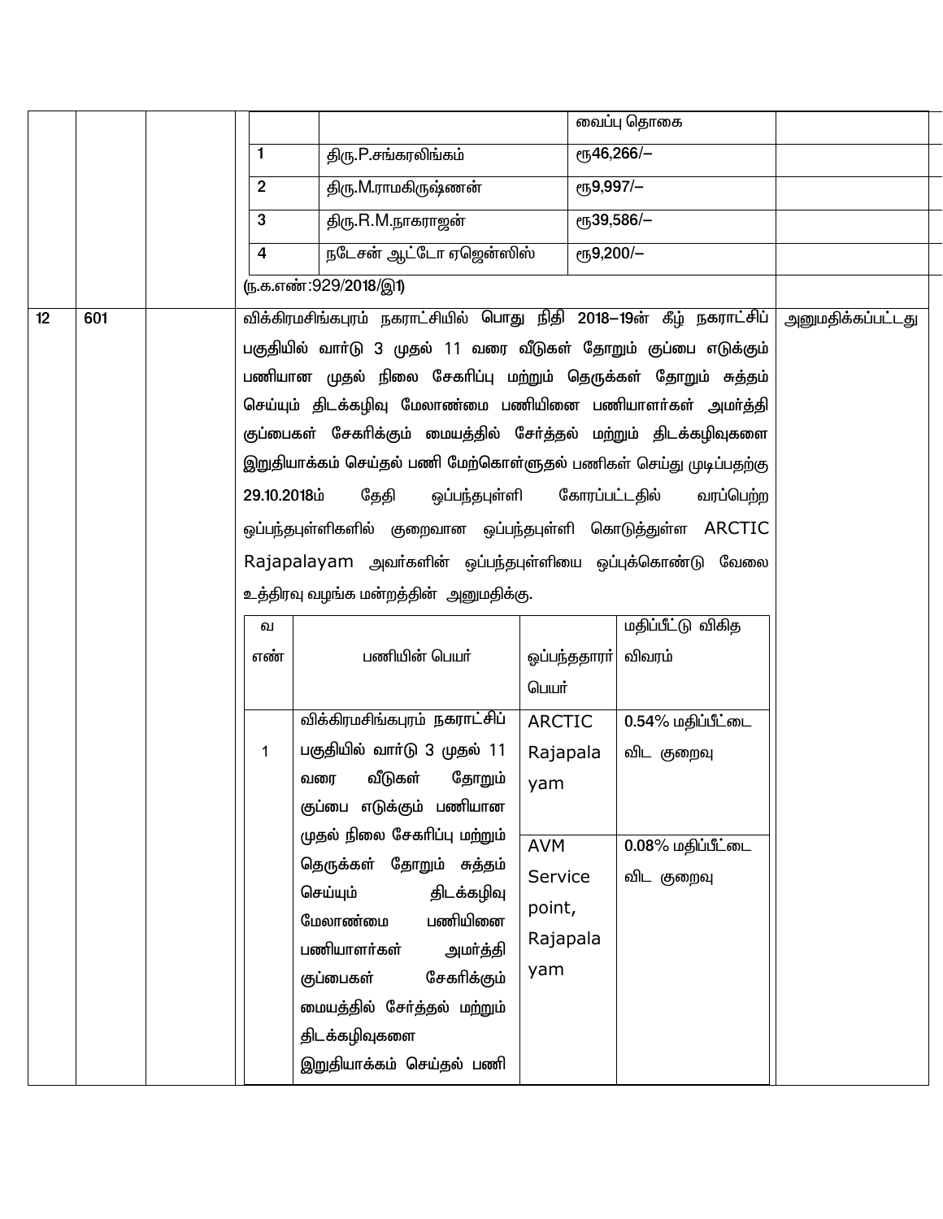| | | | | | |
|---|---|---|---|---|---|
| | | | | வைப்பு தொகை | |
| | | | 1 திரு.P.சங்கரலிங்கம் | ரூ46,266/– | |
| | | | 2 திரு.M.ராமகிருஷ்ணன் | ரூ9,997/– | |
| | | | 3 திரு.R.M.நாகராஜன் | ரூ39,586/– | |
| | | | 4 நடேசன் ஆட்டோ ஏஜென்ஸிஸ் | ரூ9,200/– | |
| | | | (ந.க.எண்:929/2018/இ1) | | |
| 12 | 601 | | விக்கிரமசிங்கபுரம் நகராட்சியில் பொது நிதி 2018–19ன் கீழ் நகராட்சிப் பகுதியில் வார்டு 3 முதல் 11 வரை வீடுகள் தோறும் குப்பை எடுக்கும் பணியான முதல் நிலை சேகரிப்பு மற்றும் தெருக்கள் தோறும் சுத்தம் செய்யும் திடக்கழிவு மேலாண்மை பணியினை பணியாளர்கள் அமர்த்தி குப்பைகள் சேகரிக்கும் மையத்தில் சேர்த்தல் மற்றும் திடக்கழிவுகளை இறுதியாக்கம் செய்தல் பணி மேற்கொள்ளுதல் பணிகள் செய்து முடிப்பதற்கு 29.10.2018ம் தேதி ஒப்பந்தபுள்ளி கோரப்பட்டதில் வரப்பெற்ற ஒப்பந்தபுள்ளிகளில் குறைவான ஒப்பந்தபுள்ளி கொடுத்துள்ள ARCTIC Rajapalayam அவர்களின் ஒப்பந்தபுள்ளியை ஒப்புக்கொண்டு வேலை உத்திரவு வழங்க மன்றத்தின் அனுமதிக்கு. | | அனுமதிக்கப்பட்டது |

| வ எண் | பணியின் பெயர் | ஒப்பந்ததாரர் பெயர் | மதிப்பீட்டு விகித விவரம் |
|---|---|---|---|
| 1 | விக்கிரமசிங்கபுரம் நகராட்சிப் பகுதியில் வார்டு 3 முதல் 11 வரை வீடுகள் தோறும் குப்பை எடுக்கும் பணியான முதல் நிலை சேகரிப்பு மற்றும் தெருக்கள் தோறும் சுத்தம் செய்யும் திடக்கழிவு மேலாண்மை பணியினை பணியாளர்கள் அமர்த்தி குப்பைகள் சேகரிக்கும் மையத்தில் சேர்த்தல் மற்றும் திடக்கழிவுகளை இறுதியாக்கம் செய்தல் பணி | ARCTIC Rajapalayam | 0.54% மதிப்பீட்டை விட குறைவு |
| | | AVM Service point, Rajapalayam | 0.08% மதிப்பீட்டை விட குறைவு |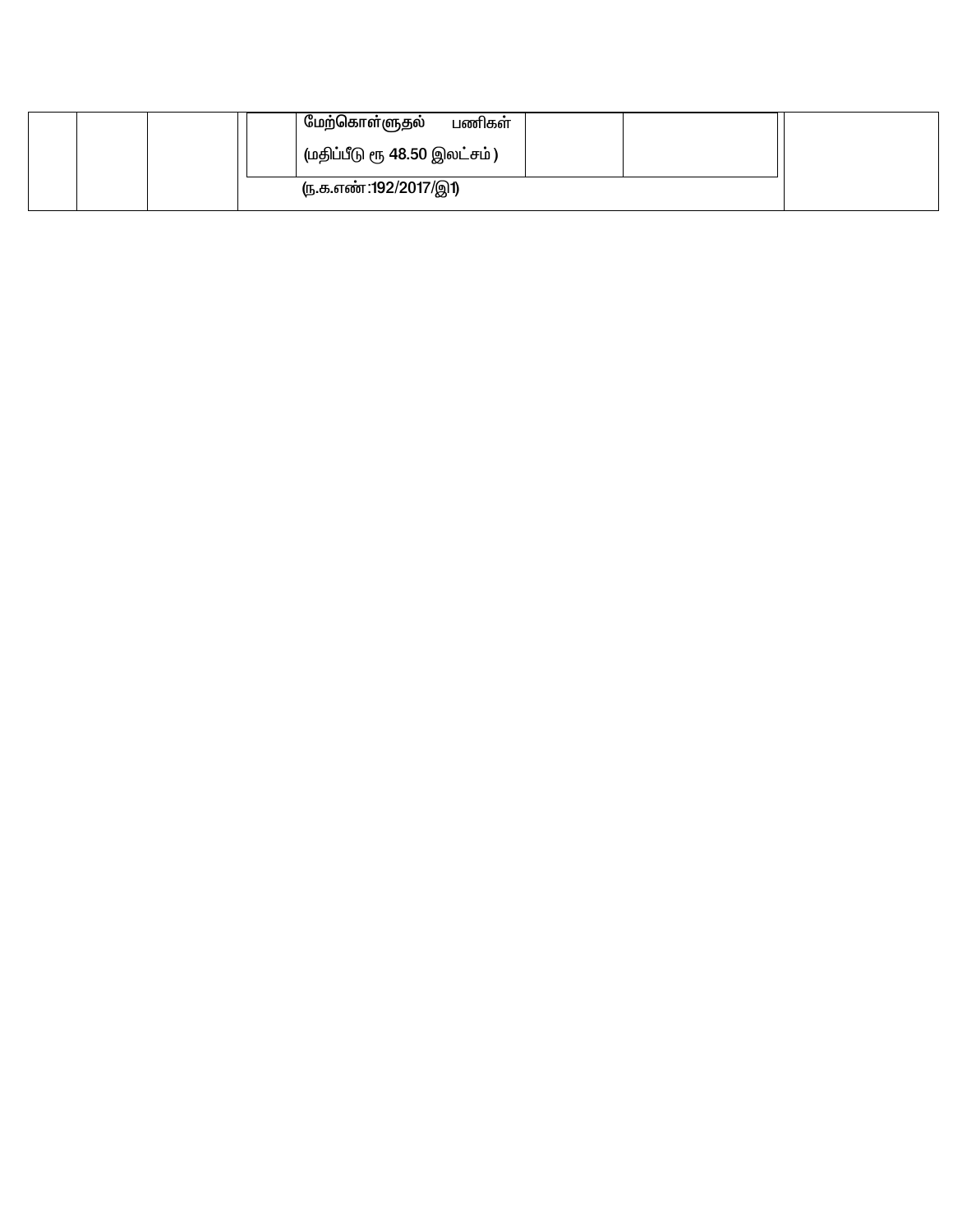| | | | | | | | |
|---|---|---|---|---|---|---|---|
| | | | | மேற்கொள்ளுதல் பணிகள் (மதிப்பீடு ரூ 48.50 இலட்சம் ) | | | |
| | | | | (ந.க.எண்:192/2017/இ1) | | | |